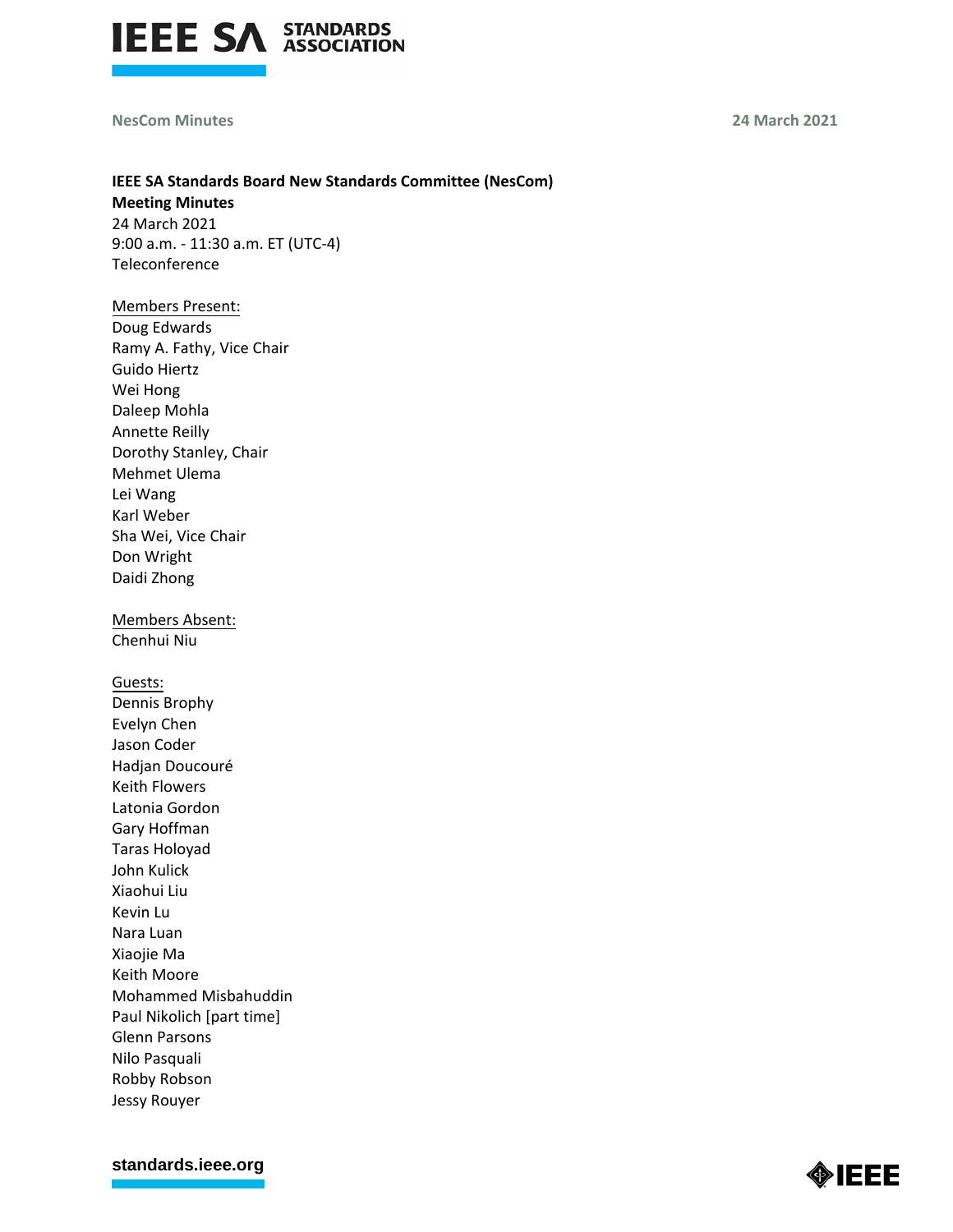**IEEE SA Standards Board New Standards Committee (NesCom)**
**Meeting Minutes**
24 March 2021
9:00 a.m. - 11:30 a.m. ET (UTC-4)
Teleconference

Members Present:
Doug Edwards
Ramy A. Fathy, Vice Chair
Guido Hiertz
Wei Hong
Daleep Mohla
Annette Reilly
Dorothy Stanley, Chair
Mehmet Ulema
Lei Wang
Karl Weber
Sha Wei, Vice Chair
Don Wright
Daidi Zhong

Members Absent:
Chenhui Niu

Guests:
Dennis Brophy
Evelyn Chen
Jason Coder
Hadjan Doucouré
Keith Flowers
Latonia Gordon
Gary Hoffman
Taras Holoyad
John Kulick
Xiaohui Liu
Kevin Lu
Nara Luan
Xiaojie Ma
Keith Moore
Mohammed Misbahuddin
Paul Nikolich [part time]
Glenn Parsons
Nilo Pasquali
Robby Robson
Jessy Rouyer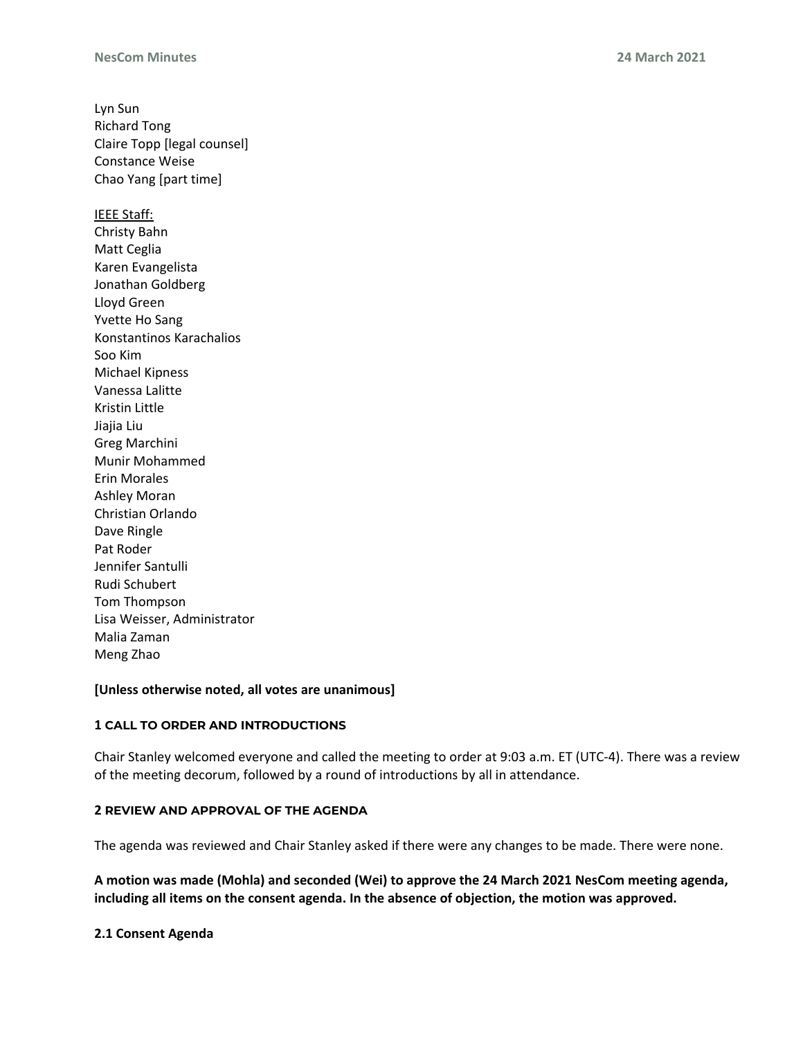Lyn Sun
Richard Tong
Claire Topp [legal counsel]
Constance Weise
Chao Yang [part time]

IEEE Staff:
Christy Bahn
Matt Ceglia
Karen Evangelista
Jonathan Goldberg
Lloyd Green
Yvette Ho Sang
Konstantinos Karachalios
Soo Kim
Michael Kipness
Vanessa Lalitte
Kristin Little
Jiajia Liu
Greg Marchini
Munir Mohammed
Erin Morales
Ashley Moran
Christian Orlando
Dave Ringle
Pat Roder
Jennifer Santulli
Rudi Schubert
Tom Thompson
Lisa Weisser, Administrator
Malia Zaman
Meng Zhao

**[Unless otherwise noted, all votes are unanimous]**

### 1 CALL TO ORDER AND INTRODUCTIONS

Chair Stanley welcomed everyone and called the meeting to order at 9:03 a.m. ET (UTC-4). There was a review of the meeting decorum, followed by a round of introductions by all in attendance.

### 2 REVIEW AND APPROVAL OF THE AGENDA

The agenda was reviewed and Chair Stanley asked if there were any changes to be made. There were none.

**A motion was made (Mohla) and seconded (Wei) to approve the 24 March 2021 NesCom meeting agenda, including all items on the consent agenda. In the absence of objection, the motion was approved.**

#### 2.1 Consent Agenda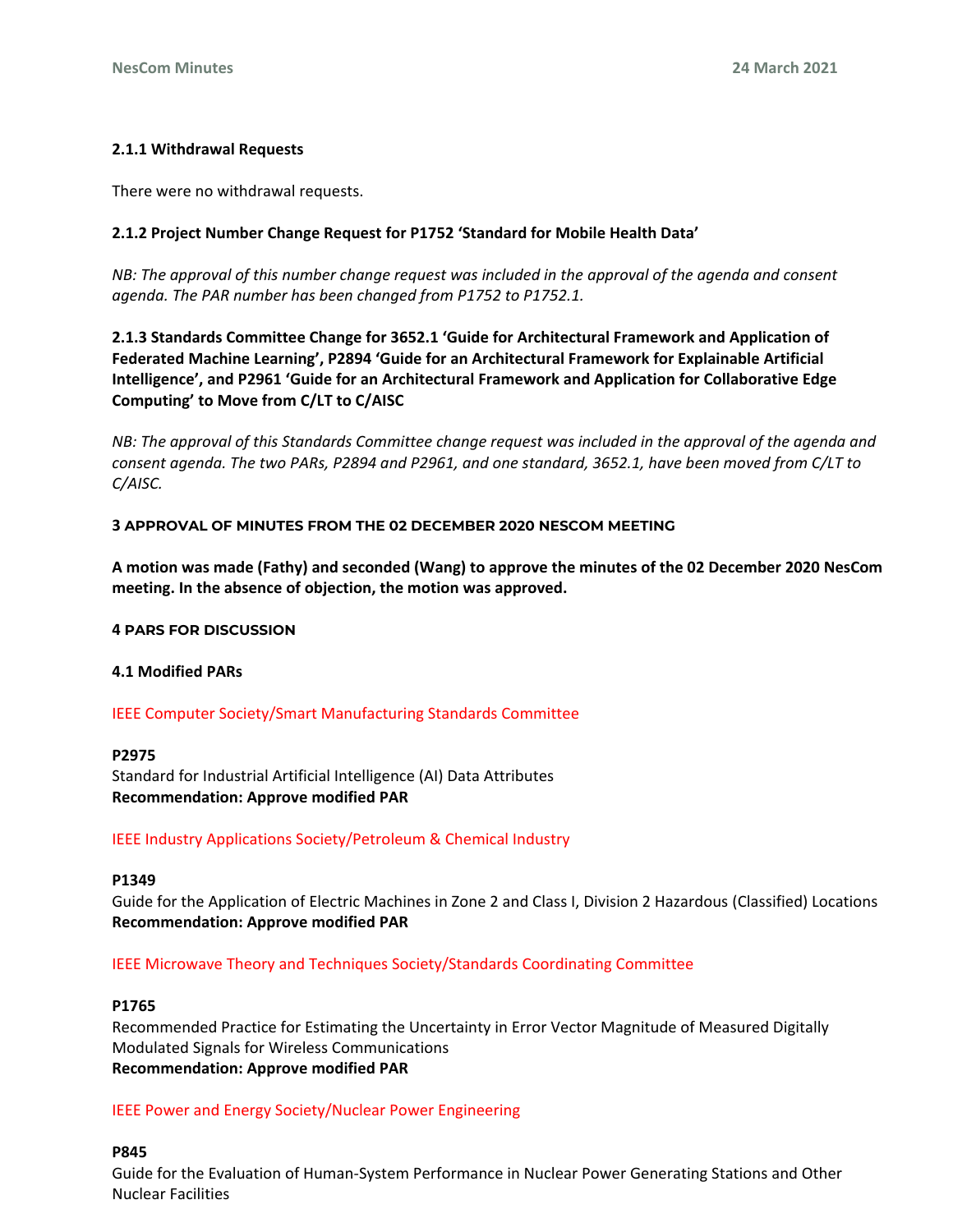**2.1.1 Withdrawal Requests**

There were no withdrawal requests.

**2.1.2 Project Number Change Request for P1752 'Standard for Mobile Health Data'**

*NB: The approval of this number change request was included in the approval of the agenda and consent agenda. The PAR number has been changed from P1752 to P1752.1.*

**2.1.3 Standards Committee Change for 3652.1 'Guide for Architectural Framework and Application of Federated Machine Learning', P2894 'Guide for an Architectural Framework for Explainable Artificial Intelligence', and P2961 'Guide for an Architectural Framework and Application for Collaborative Edge Computing' to Move from C/LT to C/AISC**

*NB: The approval of this Standards Committee change request was included in the approval of the agenda and consent agenda. The two PARs, P2894 and P2961, and one standard, 3652.1, have been moved from C/LT to C/AISC.*

## 3 APPROVAL OF MINUTES FROM THE 02 DECEMBER 2020 NESCOM MEETING

**A motion was made (Fathy) and seconded (Wang) to approve the minutes of the 02 December 2020 NesCom meeting. In the absence of objection, the motion was approved.**

## 4 PARS FOR DISCUSSION

### 4.1 Modified PARs

IEEE Computer Society/Smart Manufacturing Standards Committee

**P2975**
Standard for Industrial Artificial Intelligence (AI) Data Attributes
**Recommendation: Approve modified PAR**

IEEE Industry Applications Society/Petroleum & Chemical Industry

**P1349**
Guide for the Application of Electric Machines in Zone 2 and Class I, Division 2 Hazardous (Classified) Locations
**Recommendation: Approve modified PAR**

IEEE Microwave Theory and Techniques Society/Standards Coordinating Committee

**P1765**
Recommended Practice for Estimating the Uncertainty in Error Vector Magnitude of Measured Digitally Modulated Signals for Wireless Communications
**Recommendation: Approve modified PAR**

IEEE Power and Energy Society/Nuclear Power Engineering

**P845**
Guide for the Evaluation of Human-System Performance in Nuclear Power Generating Stations and Other Nuclear Facilities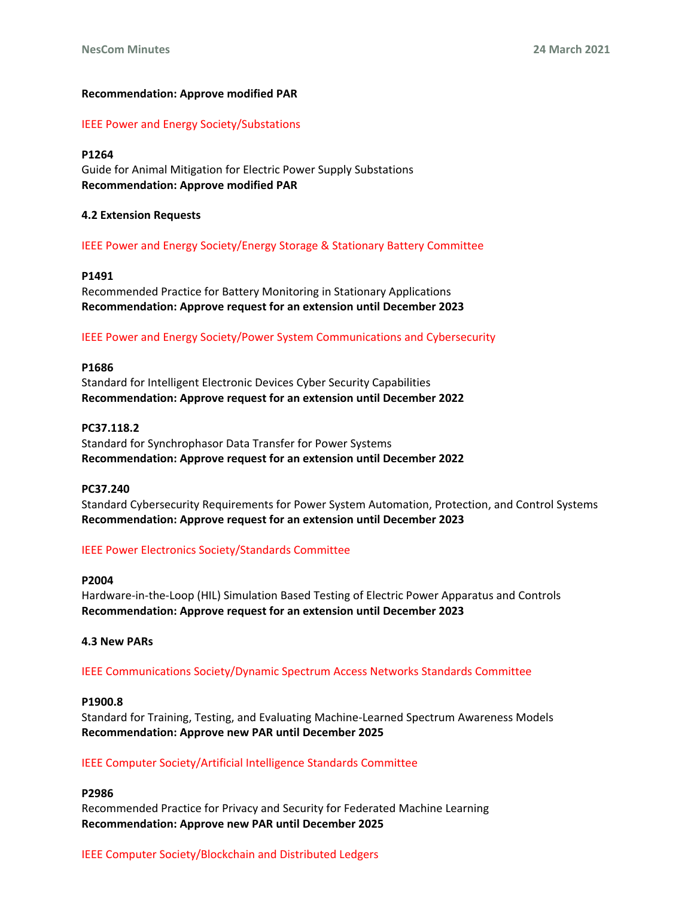**Recommendation: Approve modified PAR**

IEEE Power and Energy Society/Substations

**P1264**
Guide for Animal Mitigation for Electric Power Supply Substations
**Recommendation: Approve modified PAR**

**4.2 Extension Requests**

IEEE Power and Energy Society/Energy Storage & Stationary Battery Committee

**P1491**
Recommended Practice for Battery Monitoring in Stationary Applications
**Recommendation: Approve request for an extension until December 2023**

IEEE Power and Energy Society/Power System Communications and Cybersecurity

**P1686**
Standard for Intelligent Electronic Devices Cyber Security Capabilities
**Recommendation: Approve request for an extension until December 2022**

**PC37.118.2**
Standard for Synchrophasor Data Transfer for Power Systems
**Recommendation: Approve request for an extension until December 2022**

**PC37.240**
Standard Cybersecurity Requirements for Power System Automation, Protection, and Control Systems
**Recommendation: Approve request for an extension until December 2023**

IEEE Power Electronics Society/Standards Committee

**P2004**
Hardware-in-the-Loop (HIL) Simulation Based Testing of Electric Power Apparatus and Controls
**Recommendation: Approve request for an extension until December 2023**

**4.3 New PARs**

IEEE Communications Society/Dynamic Spectrum Access Networks Standards Committee

**P1900.8**
Standard for Training, Testing, and Evaluating Machine-Learned Spectrum Awareness Models
**Recommendation: Approve new PAR until December 2025**

IEEE Computer Society/Artificial Intelligence Standards Committee

**P2986**
Recommended Practice for Privacy and Security for Federated Machine Learning
**Recommendation: Approve new PAR until December 2025**

IEEE Computer Society/Blockchain and Distributed Ledgers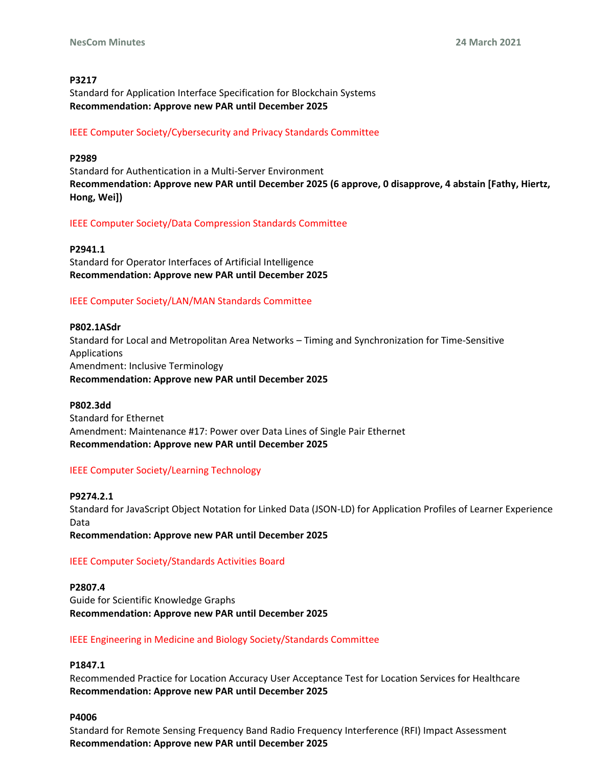**P3217**
Standard for Application Interface Specification for Blockchain Systems
**Recommendation: Approve new PAR until December 2025**

IEEE Computer Society/Cybersecurity and Privacy Standards Committee

**P2989**
Standard for Authentication in a Multi-Server Environment
**Recommendation: Approve new PAR until December 2025 (6 approve, 0 disapprove, 4 abstain [Fathy, Hiertz, Hong, Wei])**

IEEE Computer Society/Data Compression Standards Committee

**P2941.1**
Standard for Operator Interfaces of Artificial Intelligence
**Recommendation: Approve new PAR until December 2025**

IEEE Computer Society/LAN/MAN Standards Committee

**P802.1ASdr**
Standard for Local and Metropolitan Area Networks – Timing and Synchronization for Time-Sensitive Applications
Amendment: Inclusive Terminology
**Recommendation: Approve new PAR until December 2025**

**P802.3dd**
Standard for Ethernet
Amendment: Maintenance #17: Power over Data Lines of Single Pair Ethernet
**Recommendation: Approve new PAR until December 2025**

IEEE Computer Society/Learning Technology

**P9274.2.1**
Standard for JavaScript Object Notation for Linked Data (JSON-LD) for Application Profiles of Learner Experience Data
**Recommendation: Approve new PAR until December 2025**

IEEE Computer Society/Standards Activities Board

**P2807.4**
Guide for Scientific Knowledge Graphs
**Recommendation: Approve new PAR until December 2025**

IEEE Engineering in Medicine and Biology Society/Standards Committee

**P1847.1**
Recommended Practice for Location Accuracy User Acceptance Test for Location Services for Healthcare
**Recommendation: Approve new PAR until December 2025**

**P4006**
Standard for Remote Sensing Frequency Band Radio Frequency Interference (RFI) Impact Assessment
**Recommendation: Approve new PAR until December 2025**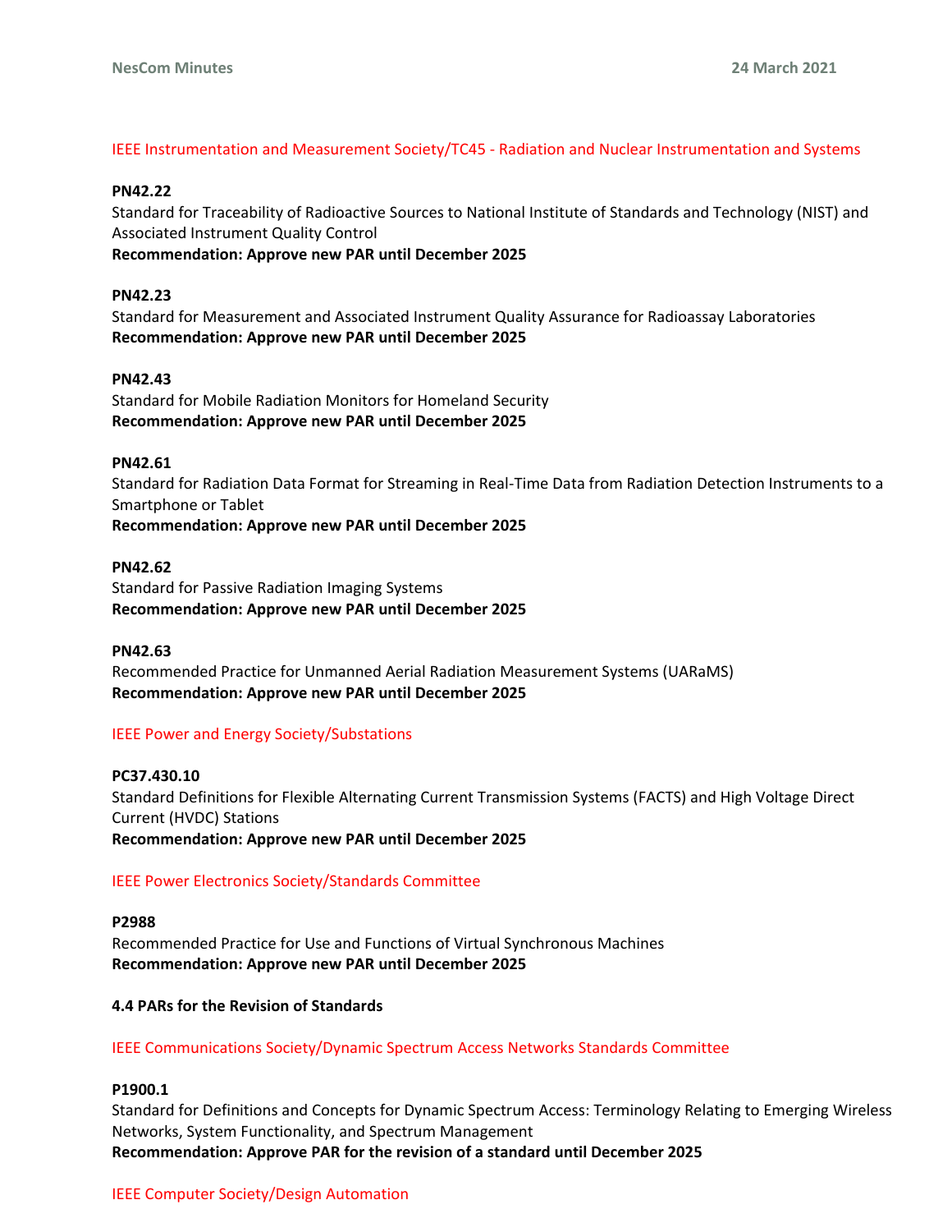IEEE Instrumentation and Measurement Society/TC45 - Radiation and Nuclear Instrumentation and Systems

**PN42.22**
Standard for Traceability of Radioactive Sources to National Institute of Standards and Technology (NIST) and Associated Instrument Quality Control
**Recommendation: Approve new PAR until December 2025**

**PN42.23**
Standard for Measurement and Associated Instrument Quality Assurance for Radioassay Laboratories
**Recommendation: Approve new PAR until December 2025**

**PN42.43**
Standard for Mobile Radiation Monitors for Homeland Security
**Recommendation: Approve new PAR until December 2025**

**PN42.61**
Standard for Radiation Data Format for Streaming in Real-Time Data from Radiation Detection Instruments to a Smartphone or Tablet
**Recommendation: Approve new PAR until December 2025**

**PN42.62**
Standard for Passive Radiation Imaging Systems
**Recommendation: Approve new PAR until December 2025**

**PN42.63**
Recommended Practice for Unmanned Aerial Radiation Measurement Systems (UARaMS)
**Recommendation: Approve new PAR until December 2025**

IEEE Power and Energy Society/Substations

**PC37.430.10**
Standard Definitions for Flexible Alternating Current Transmission Systems (FACTS) and High Voltage Direct Current (HVDC) Stations
**Recommendation: Approve new PAR until December 2025**

IEEE Power Electronics Society/Standards Committee

**P2988**
Recommended Practice for Use and Functions of Virtual Synchronous Machines
**Recommendation: Approve new PAR until December 2025**

**4.4 PARs for the Revision of Standards**

IEEE Communications Society/Dynamic Spectrum Access Networks Standards Committee

**P1900.1**
Standard for Definitions and Concepts for Dynamic Spectrum Access: Terminology Relating to Emerging Wireless Networks, System Functionality, and Spectrum Management
**Recommendation: Approve PAR for the revision of a standard until December 2025**

IEEE Computer Society/Design Automation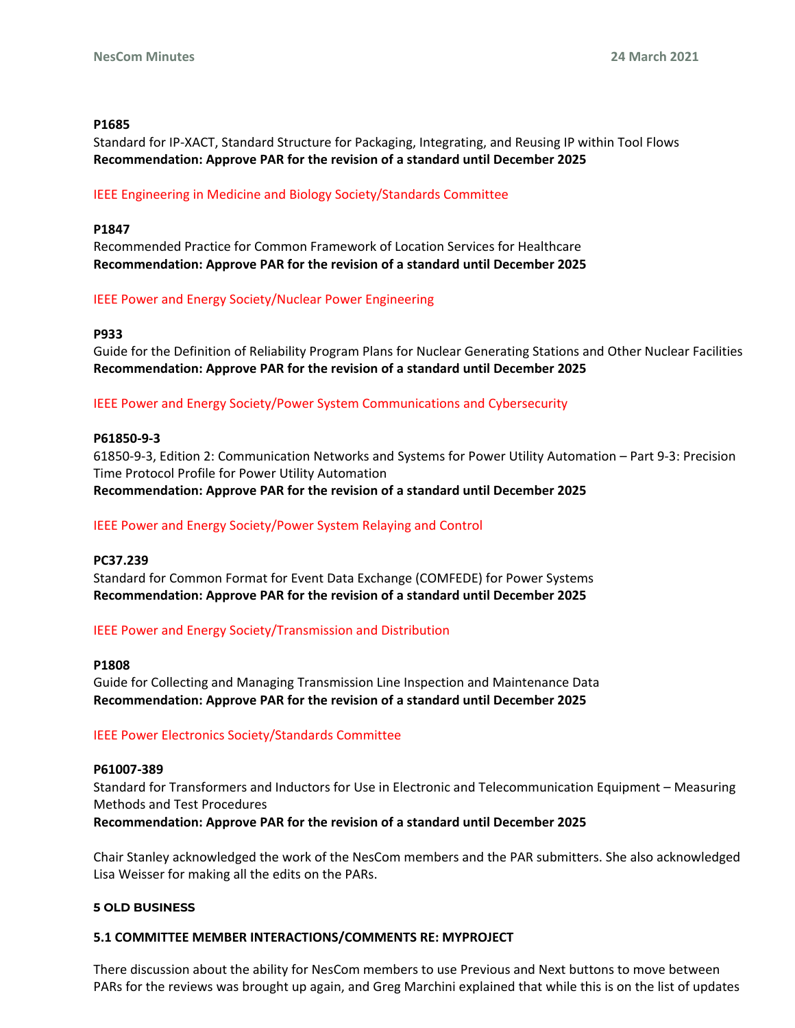**P1685**
Standard for IP-XACT, Standard Structure for Packaging, Integrating, and Reusing IP within Tool Flows
**Recommendation: Approve PAR for the revision of a standard until December 2025**

IEEE Engineering in Medicine and Biology Society/Standards Committee

**P1847**
Recommended Practice for Common Framework of Location Services for Healthcare
**Recommendation: Approve PAR for the revision of a standard until December 2025**

IEEE Power and Energy Society/Nuclear Power Engineering

**P933**
Guide for the Definition of Reliability Program Plans for Nuclear Generating Stations and Other Nuclear Facilities
**Recommendation: Approve PAR for the revision of a standard until December 2025**

IEEE Power and Energy Society/Power System Communications and Cybersecurity

**P61850-9-3**
61850-9-3, Edition 2: Communication Networks and Systems for Power Utility Automation – Part 9-3: Precision Time Protocol Profile for Power Utility Automation
**Recommendation: Approve PAR for the revision of a standard until December 2025**

IEEE Power and Energy Society/Power System Relaying and Control

**PC37.239**
Standard for Common Format for Event Data Exchange (COMFEDE) for Power Systems
**Recommendation: Approve PAR for the revision of a standard until December 2025**

IEEE Power and Energy Society/Transmission and Distribution

**P1808**
Guide for Collecting and Managing Transmission Line Inspection and Maintenance Data
**Recommendation: Approve PAR for the revision of a standard until December 2025**

IEEE Power Electronics Society/Standards Committee

**P61007-389**
Standard for Transformers and Inductors for Use in Electronic and Telecommunication Equipment – Measuring Methods and Test Procedures
**Recommendation: Approve PAR for the revision of a standard until December 2025**

Chair Stanley acknowledged the work of the NesCom members and the PAR submitters. She also acknowledged Lisa Weisser for making all the edits on the PARs.

## 5 OLD BUSINESS

### 5.1 COMMITTEE MEMBER INTERACTIONS/COMMENTS RE: MYPROJECT

There discussion about the ability for NesCom members to use Previous and Next buttons to move between PARs for the reviews was brought up again, and Greg Marchini explained that while this is on the list of updates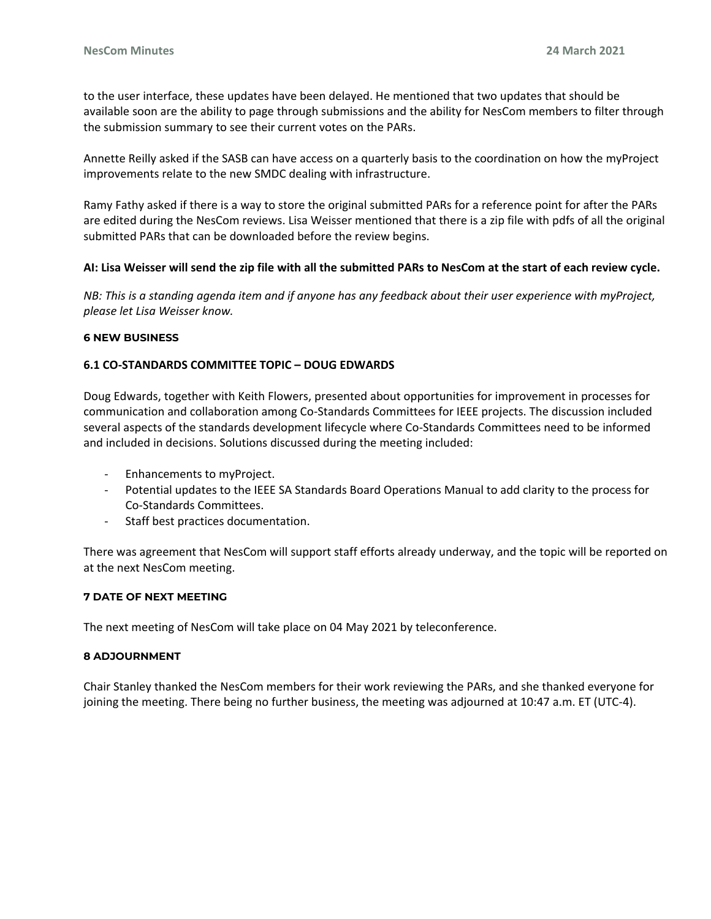to the user interface, these updates have been delayed. He mentioned that two updates that should be available soon are the ability to page through submissions and the ability for NesCom members to filter through the submission summary to see their current votes on the PARs.

Annette Reilly asked if the SASB can have access on a quarterly basis to the coordination on how the myProject improvements relate to the new SMDC dealing with infrastructure.

Ramy Fathy asked if there is a way to store the original submitted PARs for a reference point for after the PARs are edited during the NesCom reviews. Lisa Weisser mentioned that there is a zip file with pdfs of all the original submitted PARs that can be downloaded before the review begins.

**AI: Lisa Weisser will send the zip file with all the submitted PARs to NesCom at the start of each review cycle.**

*NB: This is a standing agenda item and if anyone has any feedback about their user experience with myProject, please let Lisa Weisser know.*

## 6 NEW BUSINESS

### 6.1 CO-STANDARDS COMMITTEE TOPIC – DOUG EDWARDS

Doug Edwards, together with Keith Flowers, presented about opportunities for improvement in processes for communication and collaboration among Co-Standards Committees for IEEE projects. The discussion included several aspects of the standards development lifecycle where Co-Standards Committees need to be informed and included in decisions. Solutions discussed during the meeting included:

- Enhancements to myProject.
- Potential updates to the IEEE SA Standards Board Operations Manual to add clarity to the process for Co-Standards Committees.
- Staff best practices documentation.

There was agreement that NesCom will support staff efforts already underway, and the topic will be reported on at the next NesCom meeting.

## 7 DATE OF NEXT MEETING

The next meeting of NesCom will take place on 04 May 2021 by teleconference.

## 8 ADJOURNMENT

Chair Stanley thanked the NesCom members for their work reviewing the PARs, and she thanked everyone for joining the meeting. There being no further business, the meeting was adjourned at 10:47 a.m. ET (UTC-4).